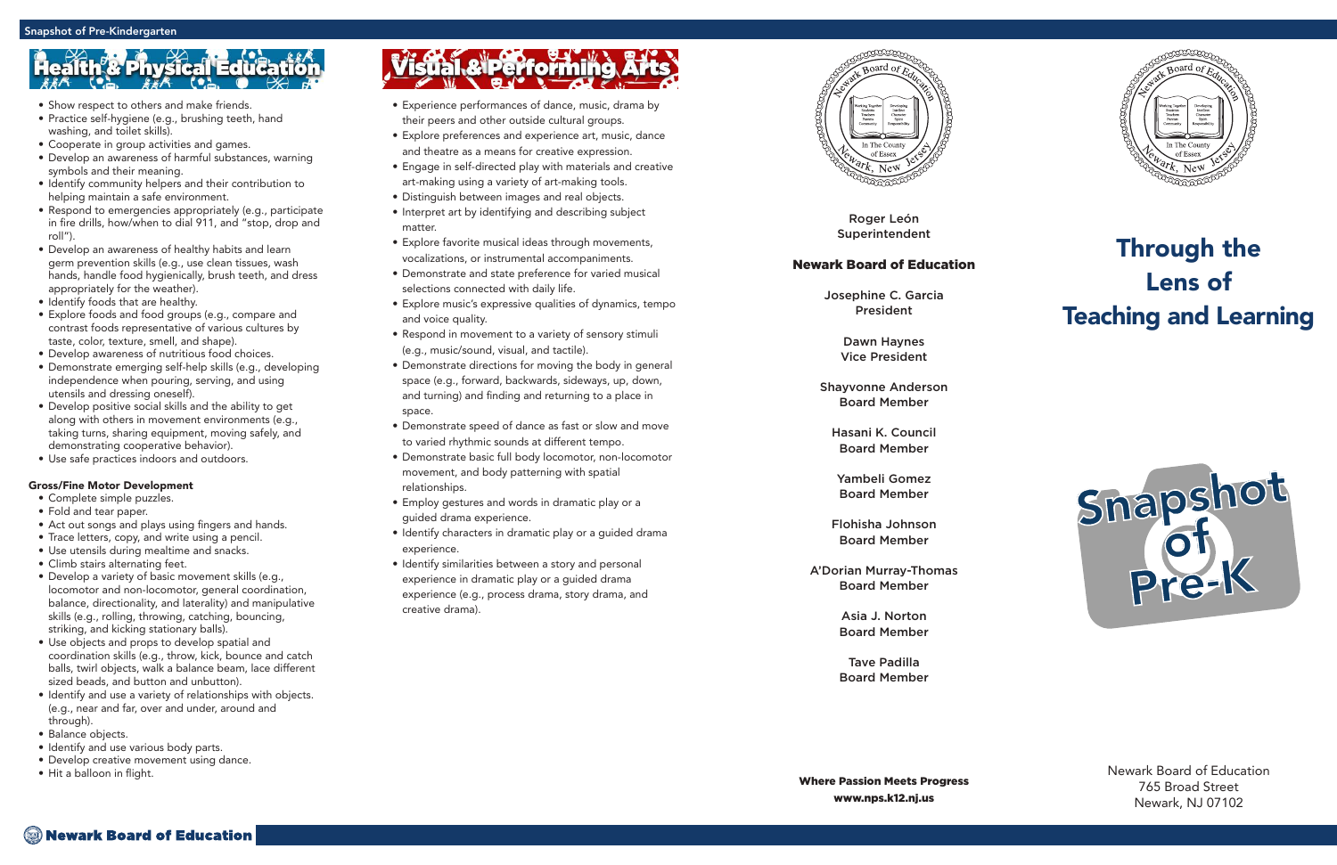## Health & Physical Education

- Show respect to others and make friends.
- Practice self-hygiene (e.g., brushing teeth, hand washing, and toilet skills).
- Cooperate in group activities and games.
- Develop an awareness of harmful substances, warning symbols and their meaning.
- Identify community helpers and their contribution to helping maintain a safe environment.
- Respond to emergencies appropriately (e.g., participate in fire drills, how/when to dial 911, and "stop, drop and roll").
- Develop an awareness of healthy habits and learn germ prevention skills (e.g., use clean tissues, wash hands, handle food hygienically, brush teeth, and dress appropriately for the weather).
- Identify foods that are healthy.
- Explore foods and food groups (e.g., compare and contrast foods representative of various cultures by taste, color, texture, smell, and shape).
- Develop awareness of nutritious food choices.
- Demonstrate emerging self-help skills (e.g., developing independence when pouring, serving, and using utensils and dressing oneself).
- Develop positive social skills and the ability to get along with others in movement environments (e.g., taking turns, sharing equipment, moving safely, and demonstrating cooperative behavior).
- Use safe practices indoors and outdoors.

### Gross/Fine Motor Development

- Complete simple puzzles.
- Fold and tear paper.
- Act out songs and plays using fingers and hands.
- Trace letters, copy, and write using a pencil.
- Use utensils during mealtime and snacks.
- Climb stairs alternating feet.
- Develop a variety of basic movement skills (e.g., locomotor and non-locomotor, general coordination, balance, directionality, and laterality) and manipulative skills (e.g., rolling, throwing, catching, bouncing, striking, and kicking stationary balls).
- Use objects and props to develop spatial and coordination skills (e.g., throw, kick, bounce and catch balls, twirl objects, walk a balance beam, lace different sized beads, and button and unbutton).
- Identify and use a variety of relationships with objects. (e.g., near and far, over and under, around and through).
- Balance objects.
- Identify and use various body parts.
- Develop creative movement using dance.
- Hit a balloon in flight.

## Visual & Performing Arts

- Experience performances of dance, music, drama by their peers and other outside cultural groups.
- Explore preferences and experience art, music, dance and theatre as a means for creative expression.
- Engage in self-directed play with materials and creative art-making using a variety of art-making tools.
- Distinguish between images and real objects.
- Interpret art by identifying and describing subject matter.
- Explore favorite musical ideas through movements, vocalizations, or instrumental accompaniments.
- Demonstrate and state preference for varied musical selections connected with daily life.
- Explore music's expressive qualities of dynamics, tempo and voice quality.
- Respond in movement to a variety of sensory stimuli (e.g., music/sound, visual, and tactile).
- Demonstrate directions for moving the body in general space (e.g., forward, backwards, sideways, up, down, and turning) and finding and returning to a place in space.
- Demonstrate speed of dance as fast or slow and move to varied rhythmic sounds at different tempo.
- Demonstrate basic full body locomotor, non-locomotor movement, and body patterning with spatial relationships.
- Employ gestures and words in dramatic play or a guided drama experience.
- Identify characters in dramatic play or a guided drama experience.
- Identify similarities between a story and personal experience in dramatic play or a guided drama experience (e.g., process drama, story drama, and creative drama).

---

Roger León
Superintendent

**Newark Board of Education**

Josephine C. Garcia
President

Dawn Haynes
Vice President

Shayvonne Anderson
Board Member

Hasani K. Council
Board Member

Yambeli Gomez
Board Member

Flohisha Johnson
Board Member

A'Dorian Murray-Thomas
Board Member

Asia J. Norton
Board Member

Tave Padilla
Board Member

**Where Passion Meets Progress**
**www.nps.k12.nj.us**

---

# Through the Lens of Teaching and Learning

# Snapshot of Pre-K

Newark Board of Education
765 Broad Street
Newark, NJ 07102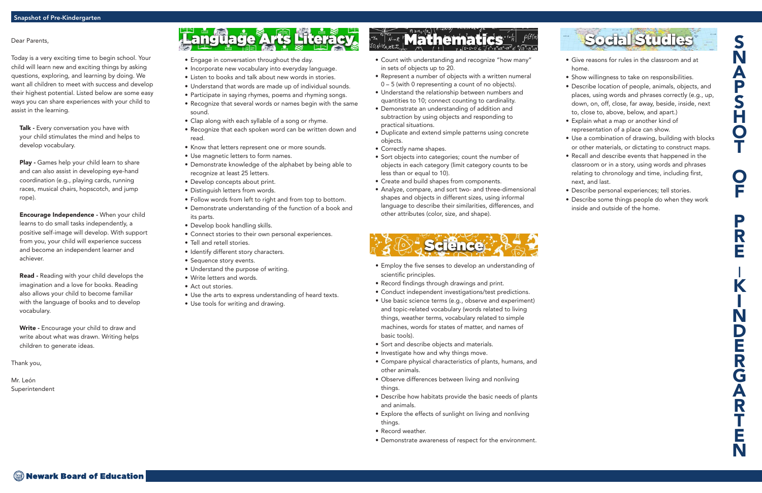# Snapshot of Pre-Kindergarten

Dear Parents,

Today is a very exciting time to begin school. Your child will learn new and exciting things by asking questions, exploring, and learning by doing. We want all children to meet with success and develop their highest potential. Listed below are some easy ways you can share experiences with your child to assist in the learning.

**Talk -** Every conversation you have with your child stimulates the mind and helps to develop vocabulary.

**Play -** Games help your child learn to share and can also assist in developing eye-hand coordination (e.g., playing cards, running races, musical chairs, hopscotch, and jump rope).

**Encourage Independence -** When your child learns to do small tasks independently, a positive self-image will develop. With support from you, your child will experience success and become an independent learner and achiever.

**Read -** Reading with your child develops the imagination and a love for books. Reading also allows your child to become familiar with the language of books and to develop vocabulary.

**Write -** Encourage your child to draw and write about what was drawn. Writing helps children to generate ideas.

Thank you,

Mr. León
Superintendent

## Language Arts Literacy

- Engage in conversation throughout the day.
- Incorporate new vocabulary into everyday language.
- Listen to books and talk about new words in stories.
- Understand that words are made up of individual sounds.
- Participate in saying rhymes, poems and rhyming songs.
- Recognize that several words or names begin with the same sound.
- Clap along with each syllable of a song or rhyme.
- Recognize that each spoken word can be written down and read.
- Know that letters represent one or more sounds.
- Use magnetic letters to form names.
- Demonstrate knowledge of the alphabet by being able to recognize at least 25 letters.
- Develop concepts about print.
- Distinguish letters from words.
- Follow words from left to right and from top to bottom.
- Demonstrate understanding of the function of a book and its parts.
- Develop book handling skills.
- Connect stories to their own personal experiences.
- Tell and retell stories.
- Identify different story characters.
- Sequence story events.
- Understand the purpose of writing.
- Write letters and words.
- Act out stories.
- Use the arts to express understanding of heard texts.
- Use tools for writing and drawing.

## Mathematics

- Count with understanding and recognize "how many" in sets of objects up to 20.
- Represent a number of objects with a written numeral 0 – 5 (with 0 representing a count of no objects).
- Understand the relationship between numbers and quantities to 10; connect counting to cardinality.
- Demonstrate an understanding of addition and subtraction by using objects and responding to practical situations.
- Duplicate and extend simple patterns using concrete objects.
- Correctly name shapes.
- Sort objects into categories; count the number of objects in each category (limit category counts to be less than or equal to 10).
- Create and build shapes from components.
- Analyze, compare, and sort two- and three-dimensional shapes and objects in different sizes, using informal language to describe their similarities, differences, and other attributes (color, size, and shape).

## Science

- Employ the five senses to develop an understanding of scientific principles.
- Record findings through drawings and print.
- Conduct independent investigations/test predictions.
- Use basic science terms (e.g., observe and experiment) and topic-related vocabulary (words related to living things, weather terms, vocabulary related to simple machines, words for states of matter, and names of basic tools).
- Sort and describe objects and materials.
- Investigate how and why things move.
- Compare physical characteristics of plants, humans, and other animals.
- Observe differences between living and nonliving things.
- Describe how habitats provide the basic needs of plants and animals.
- Explore the effects of sunlight on living and nonliving things.
- Record weather.
- Demonstrate awareness of respect for the environment.

## Social Studies

- Give reasons for rules in the classroom and at home.
- Show willingness to take on responsibilities.
- Describe location of people, animals, objects, and places, using words and phrases correctly (e.g., up, down, on, off, close, far away, beside, inside, next to, close to, above, below, and apart.)
- Explain what a map or another kind of representation of a place can show.
- Use a combination of drawing, building with blocks or other materials, or dictating to construct maps.
- Recall and describe events that happened in the classroom or in a story, using words and phrases relating to chronology and time, including first, next, and last.
- Describe personal experiences; tell stories.
- Describe some things people do when they work inside and outside of the home.

SNAPSHOT OF PRE-KINDERGARTEN

Newark Board of Education